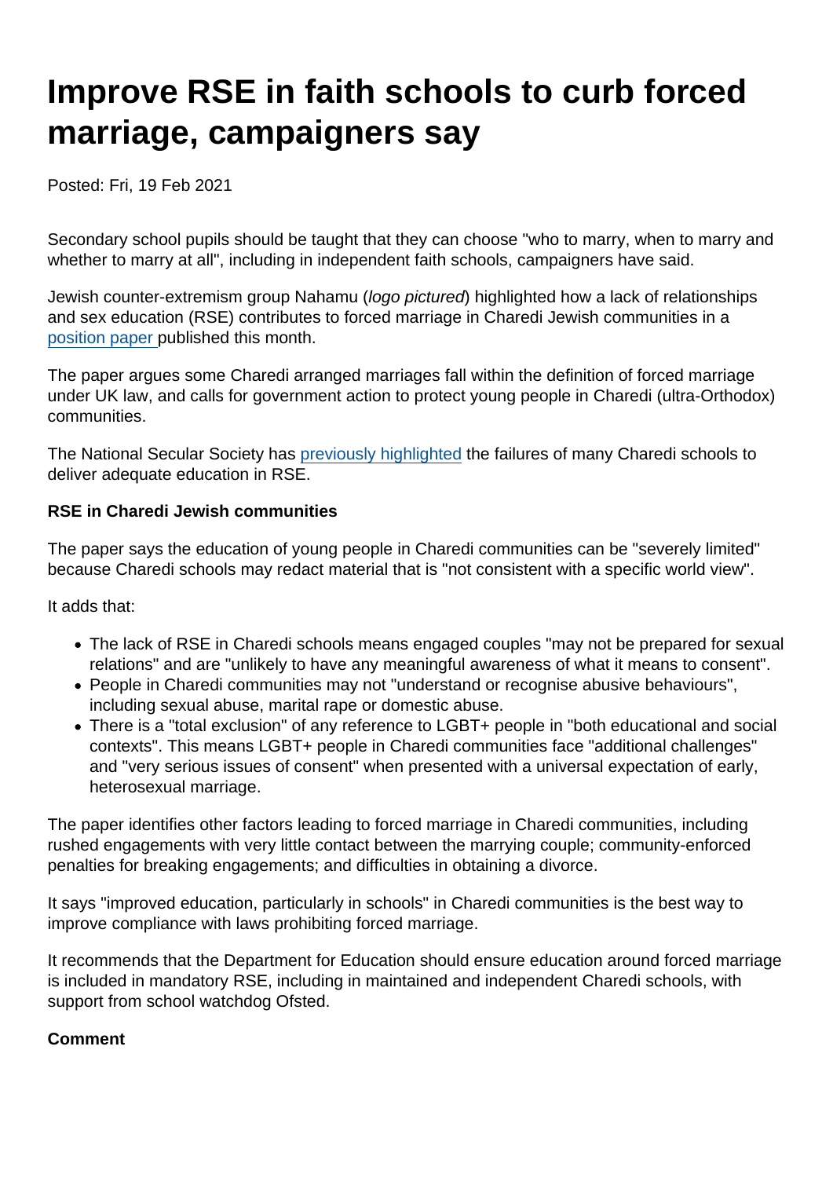# Improve RSE in faith schools to curb forced marriage, campaigners say

Posted: Fri, 19 Feb 2021

Secondary school pupils should be taught that they can choose "who to marry, when to marry and whether to marry at all", including in independent faith schools, campaigners have said.

Jewish counter-extremism group Nahamu (*logo pictured*) highlighted how a lack of relationships and sex education (RSE) contributes to forced marriage in Charedi Jewish communities in a position paper published this month.

The paper argues some Charedi arranged marriages fall within the definition of forced marriage under UK law, and calls for government action to protect young people in Charedi (ultra-Orthodox) communities.

The National Secular Society has previously highlighted the failures of many Charedi schools to deliver adequate education in RSE.

**RSE in Charedi Jewish communities**

The paper says the education of young people in Charedi communities can be "severely limited" because Charedi schools may redact material that is "not consistent with a specific world view".

It adds that:

- The lack of RSE in Charedi schools means engaged couples "may not be prepared for sexual relations" and are "unlikely to have any meaningful awareness of what it means to consent".
- People in Charedi communities may not "understand or recognise abusive behaviours", including sexual abuse, marital rape or domestic abuse.
- There is a "total exclusion" of any reference to LGBT+ people in "both educational and social contexts". This means LGBT+ people in Charedi communities face "additional challenges" and "very serious issues of consent" when presented with a universal expectation of early, heterosexual marriage.

The paper identifies other factors leading to forced marriage in Charedi communities, including rushed engagements with very little contact between the marrying couple; community-enforced penalties for breaking engagements; and difficulties in obtaining a divorce.

It says "improved education, particularly in schools" in Charedi communities is the best way to improve compliance with laws prohibiting forced marriage.

It recommends that the Department for Education should ensure education around forced marriage is included in mandatory RSE, including in maintained and independent Charedi schools, with support from school watchdog Ofsted.

**Comment**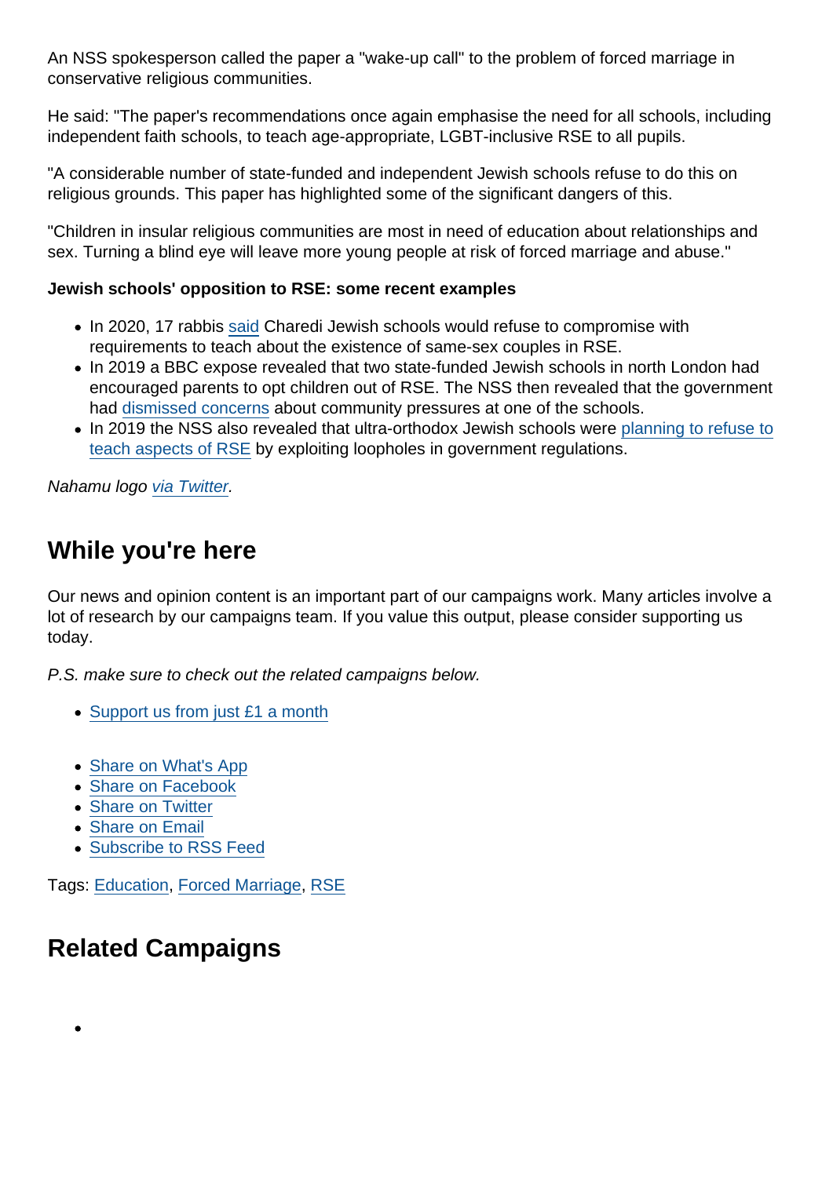An NSS spokesperson called the paper a "wake-up call" to the problem of forced marriage in conservative religious communities.

He said: "The paper's recommendations once again emphasise the need for all schools, including independent faith schools, to teach age-appropriate, LGBT-inclusive RSE to all pupils.

"A considerable number of state-funded and independent Jewish schools refuse to do this on religious grounds. This paper has highlighted some of the significant dangers of this.

"Children in insular religious communities are most in need of education about relationships and sex. Turning a blind eye will leave more young people at risk of forced marriage and abuse."

**Jewish schools' opposition to RSE: some recent examples**

- In 2020, 17 rabbis said Charedi Jewish schools would refuse to compromise with requirements to teach about the existence of same-sex couples in RSE.
- In 2019 a BBC expose revealed that two state-funded Jewish schools in north London had encouraged parents to opt children out of RSE. The NSS then revealed that the government had dismissed concerns about community pressures at one of the schools.
- In 2019 the NSS also revealed that ultra-orthodox Jewish schools were planning to refuse to teach aspects of RSE by exploiting loopholes in government regulations.

*Nahamu logo via Twitter.*

## While you're here

Our news and opinion content is an important part of our campaigns work. Many articles involve a lot of research by our campaigns team. If you value this output, please consider supporting us today.

*P.S. make sure to check out the related campaigns below.*

- Support us from just £1 a month

- Share on What's App
- Share on Facebook
- Share on Twitter
- Share on Email
- Subscribe to RSS Feed

Tags: Education, Forced Marriage, RSE

## Related Campaigns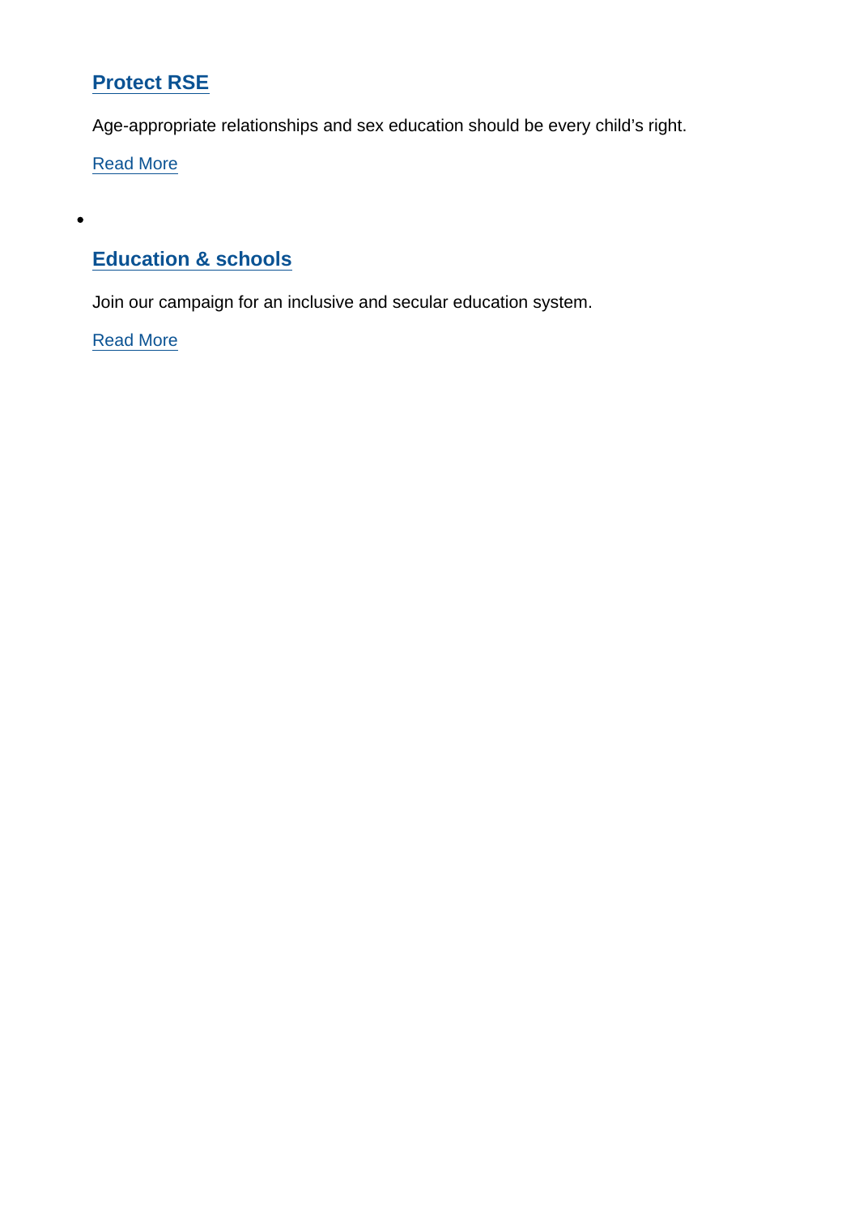### [Protect RSE]

Age-appropriate relationships and sex education should be every child's right.

Read More

- 

### Education & schools

Join our campaign for an inclusive and secular education system.

Read More